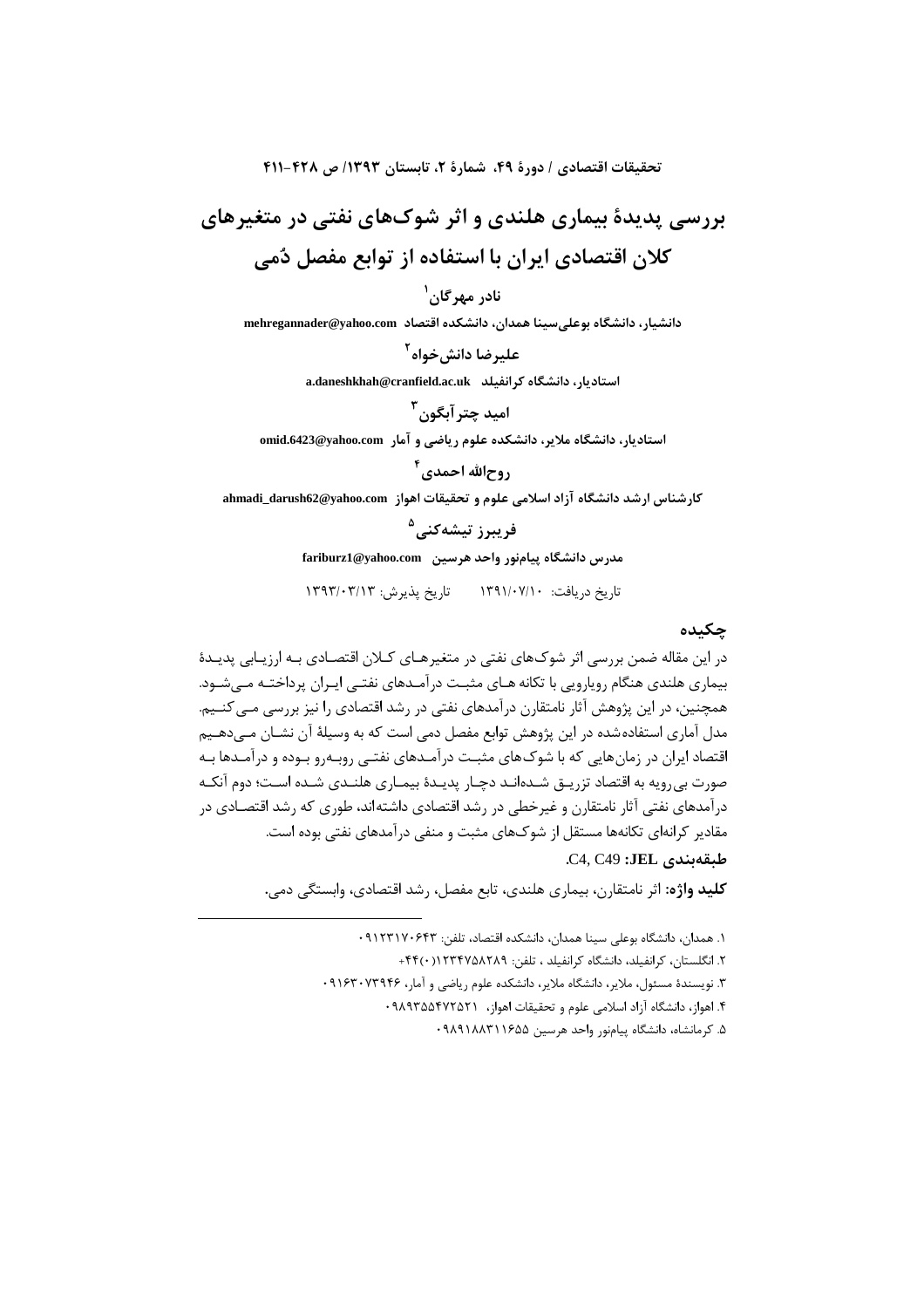# بررسی پدیدهٔ بیماری هلندی و اثر شوک‌های نفتی در متغیرهای کلان اقتصادی ایران با استفاده از توابع مفصل دُمی

**نادر مهرگان**[1]

دانشیار، دانشگاه بوعلی‌سینا همدان، دانشکده اقتصاد mehregannader@yahoo.com

**علیرضا دانش‌خواه**[2]

استادیار، دانشگاه کرانفیلد a.daneshkhah@cranfield.ac.uk

**امید چترآبگون**[3]

استادیار، دانشگاه ملایر، دانشکده علوم ریاضی و آمار omid.6423@yahoo.com

**روح‌الله احمدی**[4]

کارشناس ارشد دانشگاه آزاد اسلامی علوم و تحقیقات اهواز ahmadi_darush62@yahoo.com

**فریبرز تیشه‌کنی**[5]

مدرس دانشگاه پیام‌نور واحد هرسین fariburz1@yahoo.com

تاریخ دریافت: ۱۳۹۱/۰۷/۱۰ تاریخ پذیرش: ۱۳۹۳/۰۳/۱۳

## چکیده

در این مقاله ضمن بررسی اثر شوک‌های نفتی در متغیرهای کلان اقتصادی به ارزیابی پدیدهٔ بیماری هلندی هنگام رویارویی با تکانه‌های مثبت درآمدهای نفتی ایران پرداخته می‌شود. همچنین، در این پژوهش آثار نامتقارن درآمدهای نفتی در رشد اقتصادی را نیز بررسی می‌کنیم. مدل آماری استفاده‌شده در این پژوهش توابع مفصل دمی است که به وسیلهٔ آن نشان می‌دهیم اقتصاد ایران در زمان‌هایی که با شوک‌های مثبت درآمدهای نفتی روبه‌رو بوده و درآمدها به صورت بی‌رویه به اقتصاد تزریق شده‌اند دچار پدیدهٔ بیماری هلندی شده است؛ دوم آنکه درآمدهای نفتی آثار نامتقارن و غیرخطی در رشد اقتصادی داشته‌اند، طوری که رشد اقتصادی در مقادیر کرانه‌ای تکانه‌ها مستقل از شوک‌های مثبت و منفی درآمدهای نفتی بوده است.

**طبقه‌بندی JEL:** C4, C49.

**کلید واژه:** اثر نامتقارن، بیماری هلندی، تابع مفصل، رشد اقتصادی، وابستگی دمی.

---

۱. همدان، دانشگاه بوعلی سینا همدان، دانشکده اقتصاد، تلفن: ۰۹۱۲۳۱۷۰۶۴۳

۲. انگلستان، کرانفیلد، دانشگاه کرانفیلد ، تلفن: ۰)۱۲۳۴۷۵۸۲۸۹)۴۴+

۳. نویسندهٔ مسئول، ملایر، دانشگاه ملایر، دانشکده علوم ریاضی و آمار، ۰۹۱۶۳۰۷۳۹۴۶

۴. اهواز، دانشگاه آزاد اسلامی علوم و تحقیقات اهواز، ۰۹۸۹۳۵۵۴۷۲۵۲۱

۵. کرمانشاه، دانشگاه پیام‌نور واحد هرسین ۰۹۸۹۱۸۸۳۱۱۶۵۵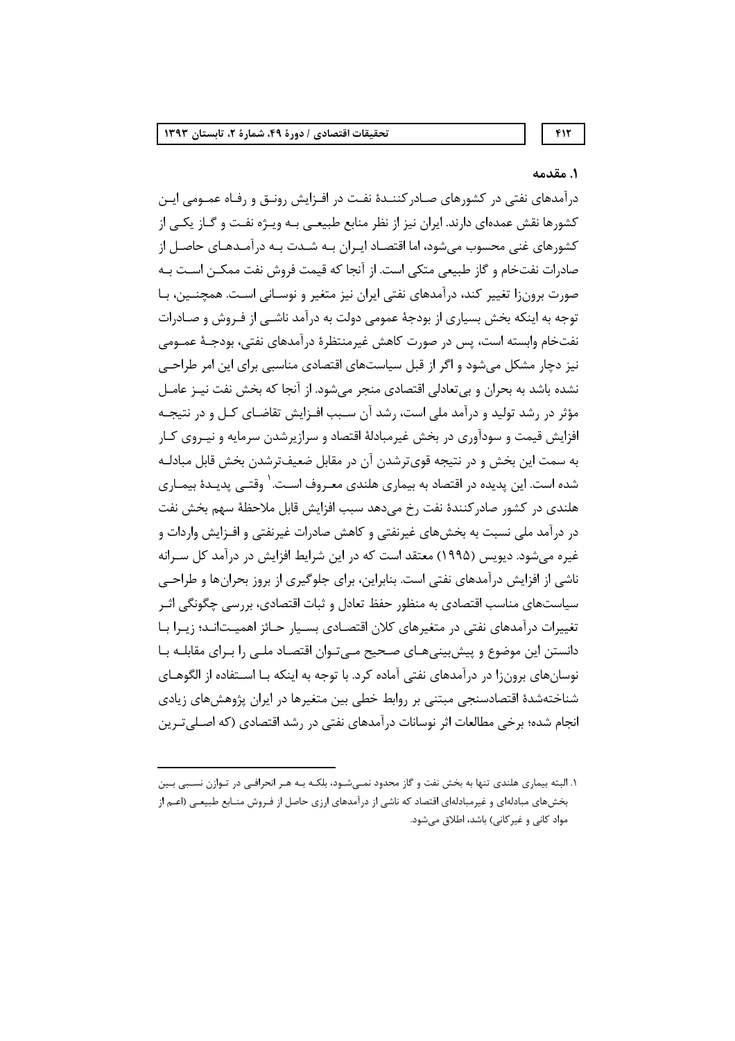## ۱. مقدمه

درآمدهای نفتی در کشورهای صادرکنندهٔ نفت در افزایش رونق و رفاه عمومی این کشورها نقش عمده‌ای دارند. ایران نیز از نظر منابع طبیعی به ویژه نفت و گاز یکی از کشورهای غنی محسوب می‌شود، اما اقتصاد ایران به شدت به درآمدهای حاصل از صادرات نفت‌خام و گاز طبیعی متکی است. از آنجا که قیمت فروش نفت ممکن است به صورت برون‌زا تغییر کند، درآمدهای نفتی ایران نیز متغیر و نوسانی است. همچنین، با توجه به اینکه بخش بسیاری از بودجهٔ عمومی دولت به درآمد ناشی از فروش و صادرات نفت‌خام وابسته است، پس در صورت کاهش غیرمنتظرهٔ درآمدهای نفتی، بودجهٔ عمومی نیز دچار مشکل می‌شود و اگر از قبل سیاست‌های اقتصادی مناسبی برای این امر طراحی نشده باشد به بحران و بی‌تعادلی اقتصادی منجر می‌شود. از آنجا که بخش نفت نیز عامل مؤثر در رشد تولید و درآمد ملی است، رشد آن سبب افزایش تقاضای کل و در نتیجه افزایش قیمت و سودآوری در بخش غیرمبادلهٔ اقتصاد و سرازیرشدن سرمایه و نیروی کار به سمت این بخش و در نتیجه قوی‌ترشدن آن در مقابل ضعیف‌ترشدن بخش قابل مبادله شده است. این پدیده در اقتصاد به بیماری هلندی معروف است.[۱] وقتی پدیدهٔ بیماری هلندی در کشور صادرکنندهٔ نفت رخ می‌دهد سبب افزایش قابل ملاحظهٔ سهم بخش نفت در درآمد ملی نسبت به بخش‌های غیرنفتی و کاهش صادرات غیرنفتی و افزایش واردات و غیره می‌شود. دیویس (۱۹۹۵) معتقد است که در این شرایط افزایش در درآمد کل سرانه ناشی از افزایش درآمدهای نفتی است. بنابراین، برای جلوگیری از بروز بحران‌ها و طراحی سیاست‌های مناسب اقتصادی به منظور حفظ تعادل و ثبات اقتصادی، بررسی چگونگی اثر تغییرات درآمدهای نفتی در متغیرهای کلان اقتصادی بسیار حائز اهمیت‌اند؛ زیرا با دانستن این موضوع و پیش‌بینی‌های صحیح می‌توان اقتصاد ملی را برای مقابله با نوسان‌های برون‌زا در درآمدهای نفتی آماده کرد. با توجه به اینکه با استفاده از الگوهای شناخته‌شدهٔ اقتصادسنجی مبتنی بر روابط خطی بین متغیرها در ایران پژوهش‌های زیادی انجام شده؛ برخی مطالعات اثر نوسانات درآمدهای نفتی در رشد اقتصادی (که اصلی‌ترین

---

۱. البته بیماری هلندی تنها به بخش نفت و گاز محدود نمی‌شود، بلکه به هر انحرافی در توازن نسبی بین بخش‌های مبادله‌ای و غیرمبادله‌ای اقتصاد که ناشی از درآمدهای ارزی حاصل از فروش منابع طبیعی (اعم از مواد کانی و غیرکانی) باشد، اطلاق می‌شود.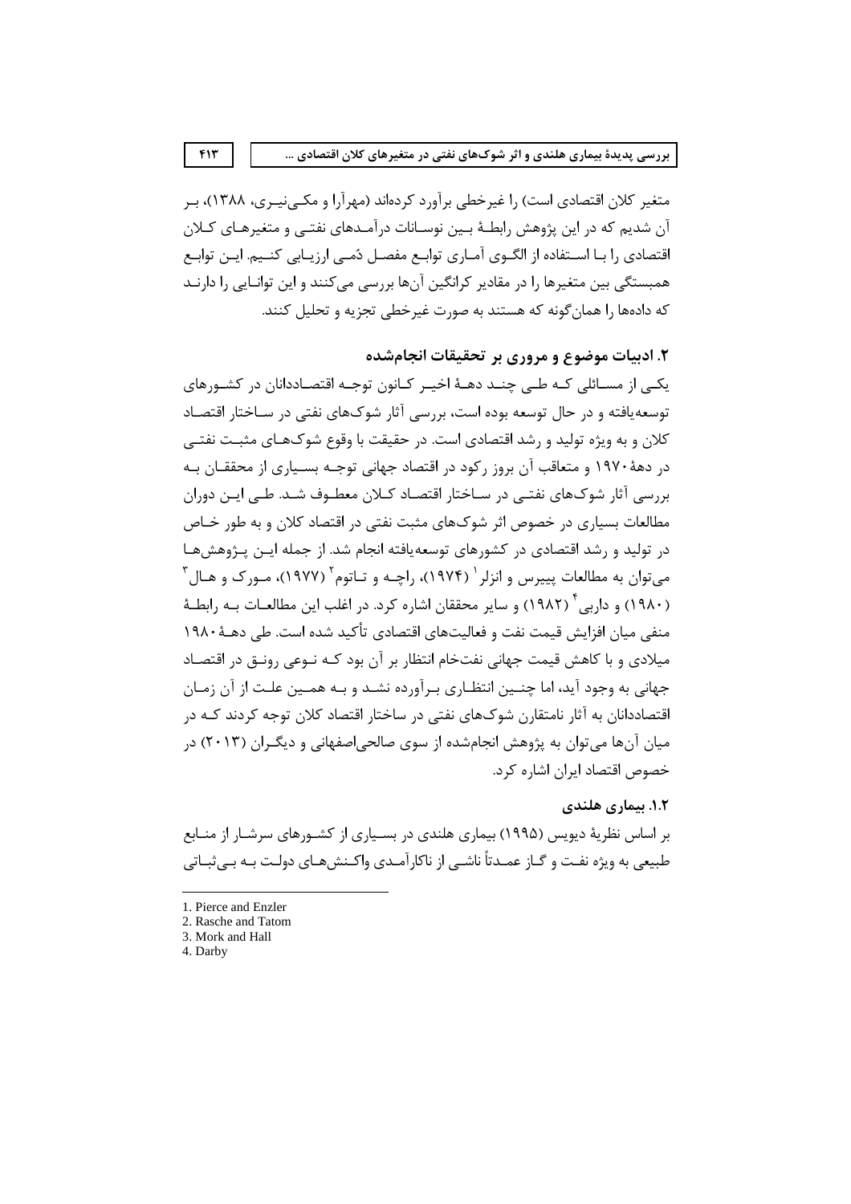متغیر کلان اقتصادی است) را غیرخطی برآورد کرده‌اند (مهرآرا و مکی‌نیری، ۱۳۸۸)، بر آن شدیم که در این پژوهش رابطهٔ بین نوسانات درآمدهای نفتی و متغیرهای کلان اقتصادی را با استفاده از الگوی آماری توابع مفصل دُمی ارزیابی کنیم. این توابع همبستگی بین متغیرها را در مقادیر کرانگین آن‌ها بررسی می‌کنند و این توانایی را دارند که داده‌ها را همان‌گونه که هستند به صورت غیرخطی تجزیه و تحلیل کنند.

## ۲. ادبیات موضوع و مروری بر تحقیقات انجام‌شده

یکی از مسائلی که طی چند دههٔ اخیر کانون توجه اقتصاددانان در کشورهای توسعه‌یافته و در حال توسعه بوده است، بررسی آثار شوک‌های نفتی در ساختار اقتصاد کلان و به ویژه تولید و رشد اقتصادی است. در حقیقت با وقوع شوک‌های مثبت نفتی در دههٔ ۱۹۷۰ و متعاقب آن بروز رکود در اقتصاد جهانی توجه بسیاری از محققان به بررسی آثار شوک‌های نفتی در ساختار اقتصاد کلان معطوف شد. طی این دوران مطالعات بسیاری در خصوص اثر شوک‌های مثبت نفتی در اقتصاد کلان و به طور خاص در تولید و رشد اقتصادی در کشورهای توسعه‌یافته انجام شد. از جمله این پژوهش‌ها می‌توان به مطالعات پییرس و انزلر[1] (۱۹۷۴)، راچه و تاتوم[2] (۱۹۷۷)، مورک و هال[3] (۱۹۸۰) و داربی[4] (۱۹۸۲) و سایر محققان اشاره کرد. در اغلب این مطالعات به رابطهٔ منفی میان افزایش قیمت نفت و فعالیت‌های اقتصادی تأکید شده است. طی دههٔ ۱۹۸۰ میلادی و با کاهش قیمت جهانی نفت‌خام انتظار بر آن بود که نوعی رونق در اقتصاد جهانی به وجود آید، اما چنین انتظاری برآورده نشد و به همین علت از آن زمان اقتصاددانان به آثار نامتقارن شوک‌های نفتی در ساختار اقتصاد کلان توجه کردند که در میان آن‌ها می‌توان به پژوهش انجام‌شده از سوی صالحی‌اصفهانی و دیگران (۲۰۱۳) در خصوص اقتصاد ایران اشاره کرد.

### ۱.۲. بیماری هلندی

بر اساس نظریهٔ دیویس (۱۹۹۵) بیماری هلندی در بسیاری از کشورهای سرشار از منابع طبیعی به ویژه نفت و گاز عمدتاً ناشی از ناکارآمدی واکنش‌های دولت به بی‌ثباتی

---

1. Pierce and Enzler
2. Rasche and Tatom
3. Mork and Hall
4. Darby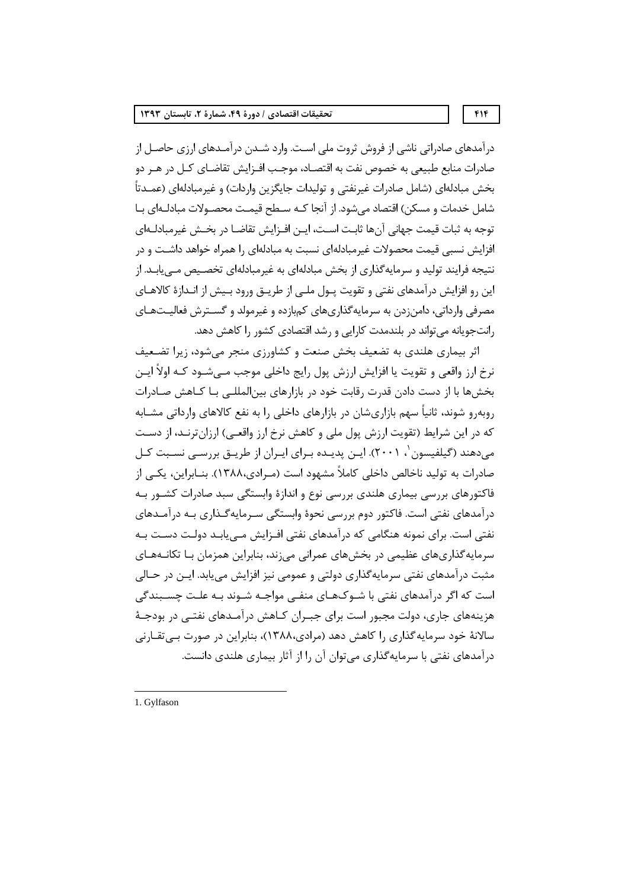درآمدهای صادراتی ناشی از فروش ثروت ملی است. وارد شدن درآمدهای ارزی حاصل از صادرات منابع طبیعی به خصوص نفت به اقتصاد، موجب افزایش تقاضای کل در هر دو بخش مبادله‌ای (شامل صادرات غیرنفتی و تولیدات جایگزین واردات) و غیرمبادله‌ای (عمدتاً شامل خدمات و مسکن) اقتصاد می‌شود. از آنجا که سطح قیمت محصولات مبادله‌ای با توجه به ثبات قیمت جهانی آن‌ها ثابت است، این افزایش تقاضا در بخش غیرمبادله‌ای افزایش نسبی قیمت محصولات غیرمبادله‌ای نسبت به مبادله‌ای را همراه خواهد داشت و در نتیجه فرایند تولید و سرمایه‌گذاری از بخش مبادله‌ای به غیرمبادله‌ای تخصیص می‌یابد. از این رو افزایش درآمدهای نفتی و تقویت پول ملی از طریق ورود بیش از اندازهٔ کالاهای مصرفی وارداتی، دامن‌زدن به سرمایه‌گذاری‌های کم‌بازده و غیرمولد و گسترش فعالیت‌های رانت‌جویانه می‌تواند در بلندمدت کارایی و رشد اقتصادی کشور را کاهش دهد.

اثر بیماری هلندی به تضعیف بخش صنعت و کشاورزی منجر می‌شود، زیرا تضعیف نرخ ارز واقعی و تقویت یا افزایش ارزش پول رایج داخلی موجب می‌شود که اولاً این بخش‌ها با از دست دادن قدرت رقابت خود در بازارهای بین‌المللی با کاهش صادرات روبه‌رو شوند، ثانیاً سهم بازاری‌شان در بازارهای داخلی را به نفع کالاهای وارداتی مشابه که در این شرایط (تقویت ارزش پول ملی و کاهش نرخ ارز واقعی) ارزان‌ترند، از دست می‌دهند (گیلفیسون[1]، ۲۰۰۱). این پدیده برای ایران از طریق بررسی نسبت کل صادرات به تولید ناخالص داخلی کاملاً مشهود است (مرادی،۱۳۸۸). بنابراین، یکی از فاکتورهای بررسی بیماری هلندی بررسی نوع و اندازهٔ وابستگی سبد صادرات کشور به درآمدهای نفتی است. فاکتور دوم بررسی نحوهٔ وابستگی سرمایه‌گذاری به درآمدهای نفتی است. برای نمونه هنگامی که درآمدهای نفتی افزایش می‌یابد دولت دست به سرمایه‌گذاری‌های عظیمی در بخش‌های عمرانی می‌زند، بنابراین همزمان با تکانه‌های مثبت درآمدهای نفتی سرمایه‌گذاری دولتی و عمومی نیز افزایش می‌یابد. این در حالی است که اگر درآمدهای نفتی با شوک‌های منفی مواجه شوند به علت چسبندگی هزینه‌های جاری، دولت مجبور است برای جبران کاهش درآمدهای نفتی در بودجهٔ سالانهٔ خود سرمایه‌گذاری را کاهش دهد (مرادی،۱۳۸۸)، بنابراین در صورت بی‌تقارنی درآمدهای نفتی با سرمایه‌گذاری می‌توان آن را از آثار بیماری هلندی دانست.

---

1. Gylfason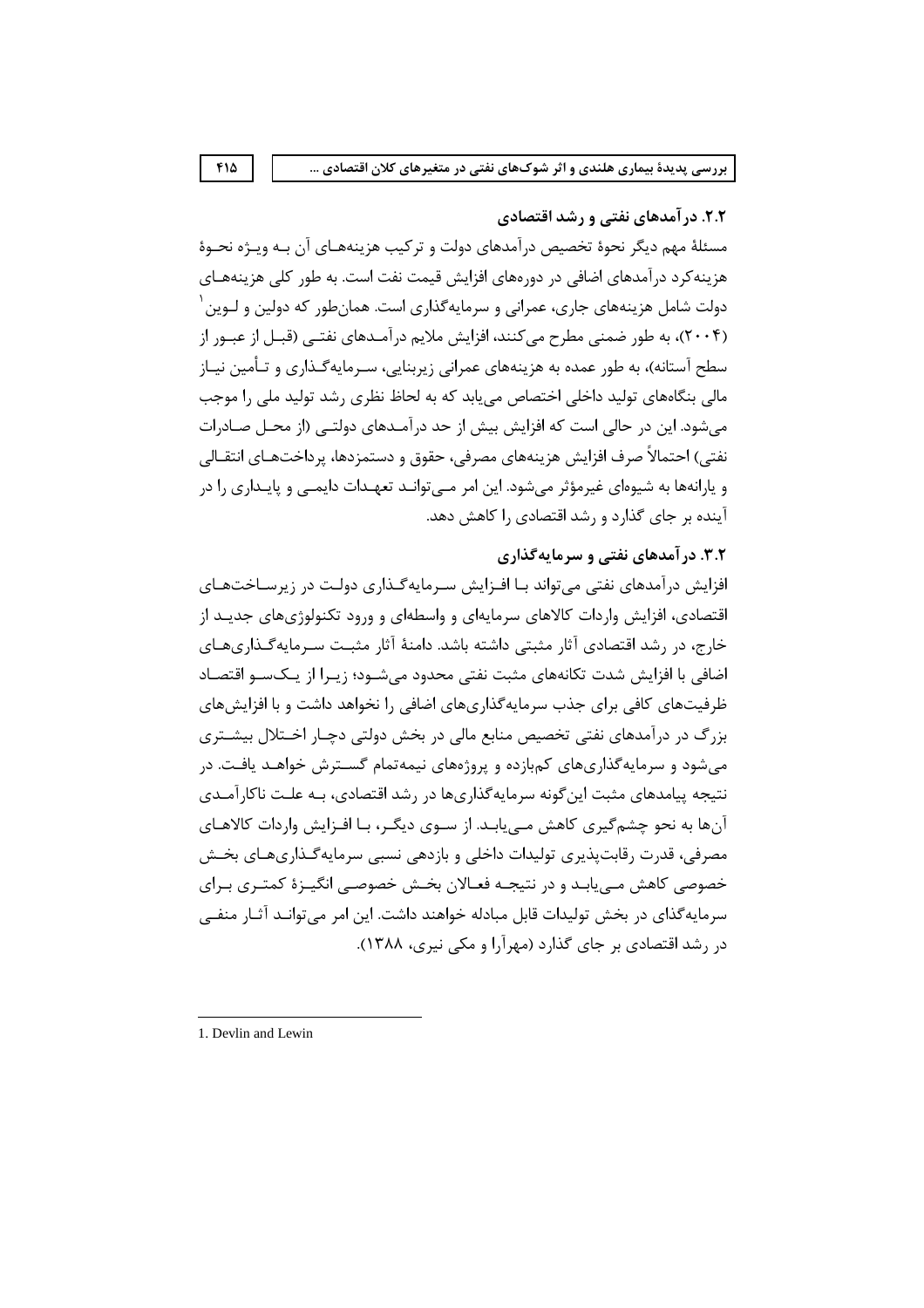### ۲.۲. درآمدهای نفتی و رشد اقتصادی

مسئلهٔ مهم دیگر نحوهٔ تخصیص درآمدهای دولت و ترکیب هزینه‌های آن به ویژه نحوهٔ هزینه‌کرد درآمدهای اضافی در دوره‌های افزایش قیمت نفت است. به طور کلی هزینه‌های دولت شامل هزینه‌های جاری، عمرانی و سرمایه‌گذاری است. همان‌طور که دولین و لوین[1] (۲۰۰۴)، به طور ضمنی مطرح می‌کنند، افزایش ملایم درآمدهای نفتی (قبل از عبور از سطح آستانه)، به طور عمده به هزینه‌های عمرانی زیربنایی، سرمایه‌گذاری و تأمین نیاز مالی بنگاه‌های تولید داخلی اختصاص می‌یابد که به لحاظ نظری رشد تولید ملی را موجب می‌شود. این در حالی است که افزایش بیش از حد درآمدهای دولتی (از محل صادرات نفتی) احتمالاً صرف افزایش هزینه‌های مصرفی، حقوق و دستمزدها، پرداخت‌های انتقالی و یارانه‌ها به شیوه‌ای غیرمؤثر می‌شود. این امر می‌تواند تعهدات دایمی و پایداری را در آینده بر جای گذارد و رشد اقتصادی را کاهش دهد.

### ۳.۲. درآمدهای نفتی و سرمایه‌گذاری

افزایش درآمدهای نفتی می‌تواند با افزایش سرمایه‌گذاری دولت در زیرساخت‌های اقتصادی، افزایش واردات کالاهای سرمایه‌ای و واسطه‌ای و ورود تکنولوژی‌های جدید از خارج، در رشد اقتصادی آثار مثبتی داشته باشد. دامنهٔ آثار مثبت سرمایه‌گذاری‌های اضافی با افزایش شدت تکانه‌های مثبت نفتی محدود می‌شود؛ زیرا از یک‌سو اقتصاد ظرفیت‌های کافی برای جذب سرمایه‌گذاری‌های اضافی را نخواهد داشت و با افزایش‌های بزرگ در درآمدهای نفتی تخصیص منابع مالی در بخش دولتی دچار اختلال بیشتری می‌شود و سرمایه‌گذاری‌های کم‌بازده و پروژه‌های نیمه‌تمام گسترش خواهد یافت. در نتیجه پیامدهای مثبت این‌گونه سرمایه‌گذاری‌ها در رشد اقتصادی، به علت ناکارآمدی آن‌ها به نحو چشم‌گیری کاهش می‌یابد. از سوی دیگر، با افزایش واردات کالاهای مصرفی، قدرت رقابت‌پذیری تولیدات داخلی و بازدهی نسبی سرمایه‌گذاری‌های بخش خصوصی کاهش می‌یابد و در نتیجه فعالان بخش خصوصی انگیزهٔ کمتری برای سرمایه‌گذای در بخش تولیدات قابل مبادله خواهند داشت. این امر می‌تواند آثار منفی در رشد اقتصادی بر جای گذارد (مهرآرا و مکی نیری، ۱۳۸۸).

---

1. Devlin and Lewin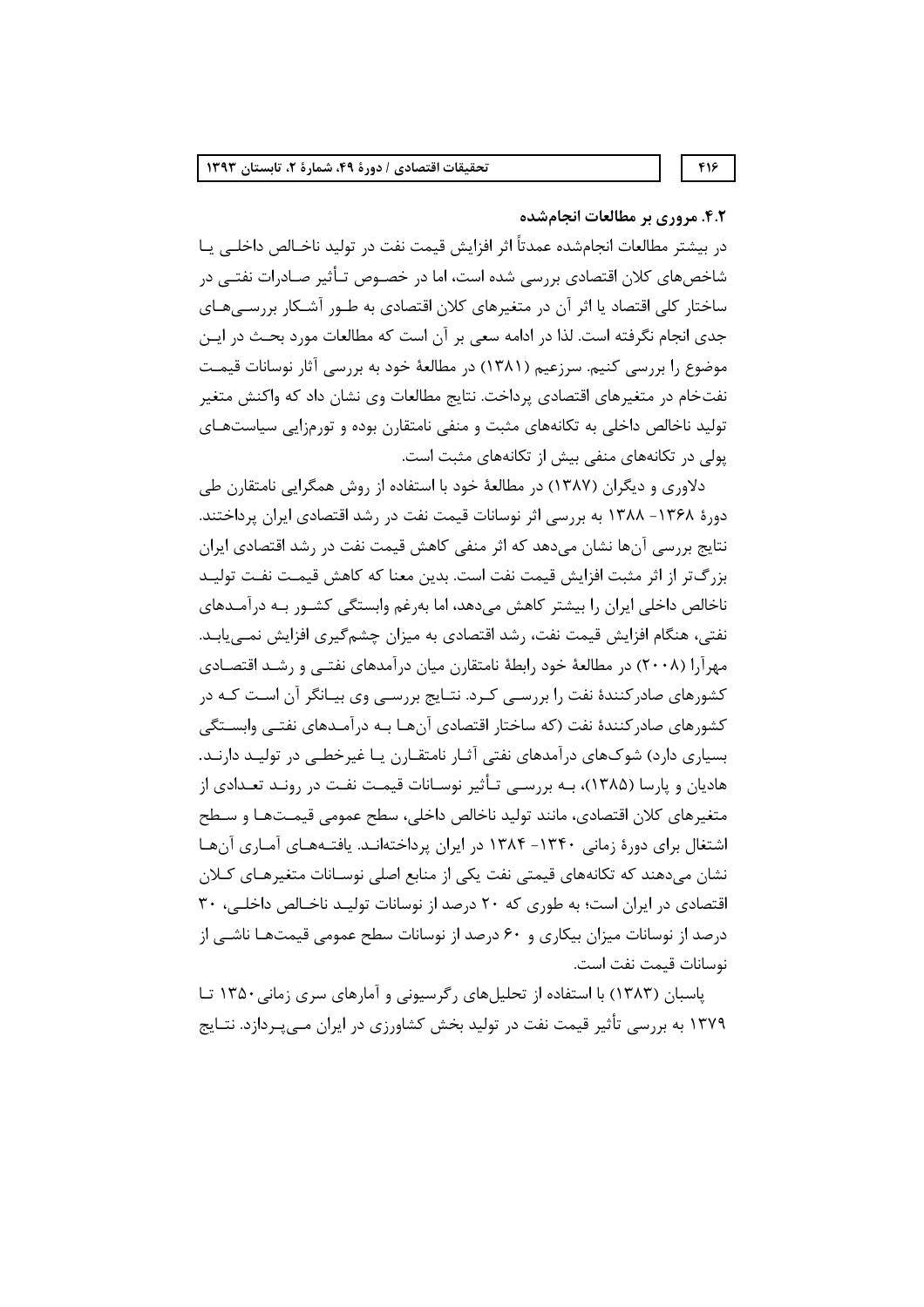### ۴.۲. مروری بر مطالعات انجام‌شده

در بیشتر مطالعات انجام‌شده عمدتاً اثر افزایش قیمت نفت در تولید ناخالص داخلی یا شاخص‌های کلان اقتصادی بررسی شده است، اما در خصوص تأثیر صادرات نفتی در ساختار کلی اقتصاد یا اثر آن در متغیرهای کلان اقتصادی به طور آشکار بررسی‌های جدی انجام نگرفته است. لذا در ادامه سعی بر آن است که مطالعات مورد بحث در این موضوع را بررسی کنیم. سرزعیم (۱۳۸۱) در مطالعهٔ خود به بررسی آثار نوسانات قیمت نفت‌خام در متغیرهای اقتصادی پرداخت. نتایج مطالعات وی نشان داد که واکنش متغیر تولید ناخالص داخلی به تکانه‌های مثبت و منفی نامتقارن بوده و تورم‌زایی سیاست‌های پولی در تکانه‌های منفی بیش از تکانه‌های مثبت است.

دلاوری و دیگران (۱۳۸۷) در مطالعهٔ خود با استفاده از روش همگرایی نامتقارن طی دورهٔ ۱۳۶۸- ۱۳۸۸ به بررسی اثر نوسانات قیمت نفت در رشد اقتصادی ایران پرداختند. نتایج بررسی آن‌ها نشان می‌دهد که اثر منفی کاهش قیمت نفت در رشد اقتصادی ایران بزرگ‌تر از اثر مثبت افزایش قیمت نفت است. بدین معنا که کاهش قیمت نفت تولید ناخالص داخلی ایران را بیشتر کاهش می‌دهد، اما به‌رغم وابستگی کشور به درآمدهای نفتی، هنگام افزایش قیمت نفت، رشد اقتصادی به میزان چشم‌گیری افزایش نمی‌یابد. مهرآرا (۲۰۰۸) در مطالعهٔ خود رابطهٔ نامتقارن میان درآمدهای نفتی و رشد اقتصادی کشورهای صادرکنندهٔ نفت را بررسی کرد. نتایج بررسی وی بیانگر آن است که در کشورهای صادرکنندهٔ نفت (که ساختار اقتصادی آن‌ها به درآمدهای نفتی وابستگی بسیاری دارد) شوک‌های درآمدهای نفتی آثار نامتقارن یا غیرخطی در تولید دارند. هادیان و پارسا (۱۳۸۵)، به بررسی تأثیر نوسانات قیمت نفت در روند تعدادی از متغیرهای کلان اقتصادی، مانند تولید ناخالص داخلی، سطح عمومی قیمت‌ها و سطح اشتغال برای دورهٔ زمانی ۱۳۴۰- ۱۳۸۴ در ایران پرداخته‌اند. یافته‌های آماری آن‌ها نشان می‌دهند که تکانه‌های قیمتی نفت یکی از منابع اصلی نوسانات متغیرهای کلان اقتصادی در ایران است؛ به طوری که ۲۰ درصد از نوسانات تولید ناخالص داخلی، ۳۰ درصد از نوسانات میزان بیکاری و ۶۰ درصد از نوسانات سطح عمومی قیمت‌ها ناشی از نوسانات قیمت نفت است.

پاسبان (۱۳۸۳) با استفاده از تحلیل‌های رگرسیونی و آمارهای سری زمانی ۱۳۵۰ تا ۱۳۷۹ به بررسی تأثیر قیمت نفت در تولید بخش کشاورزی در ایران می‌پردازد. نتایج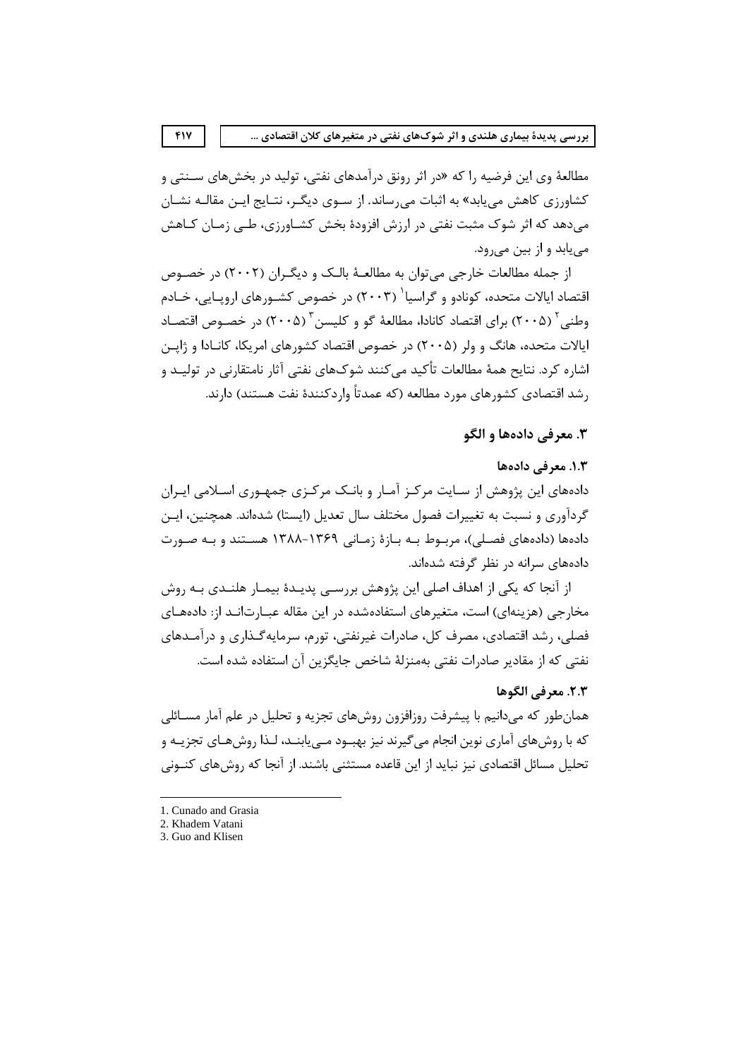مطالعهٔ وی این فرضیه را که «در اثر رونق درآمدهای نفتی، تولید در بخش‌های سنتی و کشاورزی کاهش می‌یابد» به اثبات می‌رساند. از سوی دیگر، نتایج این مقاله نشان می‌دهد که اثر شوک مثبت نفتی در ارزش افزودهٔ بخش کشاورزی، طی زمان کاهش می‌یابد و از بین می‌رود.

از جمله مطالعات خارجی می‌توان به مطالعهٔ بالک و دیگران (۲۰۰۲) در خصوص اقتصاد ایالات متحده، کونادو و گراسیا[1] (۲۰۰۳) در خصوص کشورهای اروپایی، خادم وطنی[2] (۲۰۰۵) برای اقتصاد کانادا، مطالعهٔ گو و کلیسن[3] (۲۰۰۵) در خصوص اقتصاد ایالات متحده، هانگ و ولر (۲۰۰۵) در خصوص اقتصاد کشورهای امریکا، کانادا و ژاپن اشاره کرد. نتایج همهٔ مطالعات تأکید می‌کنند شوک‌های نفتی آثار نامتقارنی در تولید و رشد اقتصادی کشورهای مورد مطالعه (که عمدتاً واردکنندهٔ نفت هستند) دارند.

## ۳. معرفی داده‌ها و الگو

### ۱.۳ معرفی داده‌ها

داده‌های این پژوهش از سایت مرکز آمار و بانک مرکزی جمهوری اسلامی ایران گردآوری و نسبت به تغییرات فصول مختلف سال تعدیل (ایستا) شده‌اند. همچنین، این داده‌ها (داده‌های فصلی)، مربوط به بازهٔ زمانی ۱۳۶۹-۱۳۸۸ هستند و به صورت داده‌های سرانه در نظر گرفته شده‌اند.

از آنجا که یکی از اهداف اصلی این پژوهش بررسی پدیدهٔ بیمار هلندی به روش مخارجی (هزینه‌ای) است، متغیرهای استفاده‌شده در این مقاله عبارت‌اند از: داده‌های فصلی، رشد اقتصادی، مصرف کل، صادرات غیرنفتی، تورم، سرمایه‌گذاری و درآمدهای نفتی که از مقادیر صادرات نفتی به‌منزلهٔ شاخص جایگزین آن استفاده شده است.

### ۲.۳ معرفی الگوها

همان‌طور که می‌دانیم با پیشرفت روزافزون روش‌های تجزیه و تحلیل در علم آمار مسائلی که با روش‌های آماری نوین انجام می‌گیرند نیز بهبود می‌یابند، لذا روش‌های تجزیه و تحلیل مسائل اقتصادی نیز نباید از این قاعده مستثنی باشند. از آنجا که روش‌های کنونی

---

1. Cunado and Grasia
2. Khadem Vatani
3. Guo and Klisen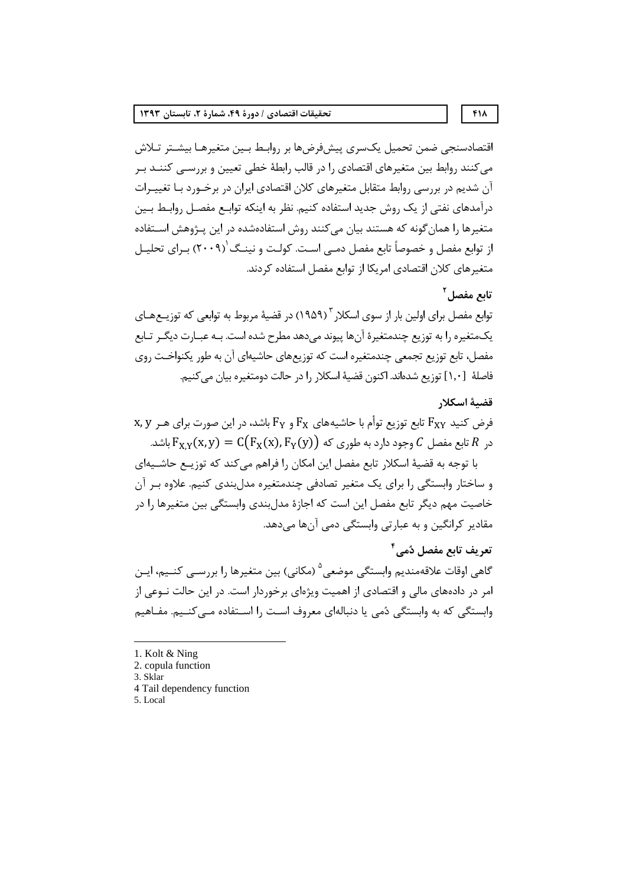اقتصادسنجی ضمن تحمیل یک‌سری پیش‌فرض‌ها بر روابط بین متغیرها بیشتر تلاش می‌کنند روابط بین متغیرهای اقتصادی را در قالب رابطهٔ خطی تعیین و بررسی کنند بر آن شدیم در بررسی روابط متقابل متغیرهای کلان اقتصادی ایران در برخورد با تغییرات درآمدهای نفتی از یک روش جدید استفاده کنیم. نظر به اینکه توابع مفصل روابط بین متغیرها را همان‌گونه که هستند بیان می‌کنند روش استفاده‌شده در این پژوهش استفاده از توابع مفصل و خصوصاً تابع مفصل دمی است. کولت و نینگ[1] (۲۰۰۹) برای تحلیل متغیرهای کلان اقتصادی امریکا از توابع مفصل استفاده کردند.

### تابع مفصل[2]

توابع مفصل برای اولین بار از سوی اسکلار[3] (۱۹۵۹) در قضیهٔ مربوط به توابعی که توزیع‌های یک‌متغیره را به توزیع چندمتغیرهٔ آن‌ها پیوند می‌دهد مطرح شده است. به عبارت دیگر تابع مفصل، تابع توزیع تجمعی چندمتغیره است که توزیع‌های حاشیه‌ای آن به طور یکنواخت روی فاصلهٔ [۱,۰] توزیع شده‌اند. اکنون قضیهٔ اسکلار را در حالت دومتغیره بیان می‌کنیم.

### قضیهٔ اسکلار

فرض کنید $F_{XY}$ تابع توزیع توأم با حاشیه‌های $F_X$ و $F_Y$ باشد، در این صورت برای هر $x, y$ در $R$ تابع مفصل $C$ وجود دارد به طوری که $F_{X,Y}(x,y) = C(F_X(x), F_Y(y))$ باشد.

با توجه به قضیهٔ اسکلار تابع مفصل این امکان را فراهم می‌کند که توزیع حاشیه‌ای و ساختار وابستگی را برای یک متغیر تصادفی چندمتغیره مدل‌بندی کنیم. علاوه بر آن خاصیت مهم دیگر تابع مفصل این است که اجازهٔ مدل‌بندی وابستگی بین متغیرها را در مقادیر کرانگین و به عبارتی وابستگی دمی آن‌ها می‌دهد.

### تعریف تابع مفصل دُمی[4]

گاهی اوقات علاقه‌مندیم وابستگی موضعی[5] (مکانی) بین متغیرها را بررسی کنیم، این امر در داده‌های مالی و اقتصادی از اهمیت ویژه‌ای برخوردار است. در این حالت نوعی از وابستگی که به وابستگی دُمی یا دنباله‌ای معروف است را استفاده می‌کنیم. مفاهیم

---

1. Kolt & Ning
2. copula function
3. Sklar
4. Tail dependency function
5. Local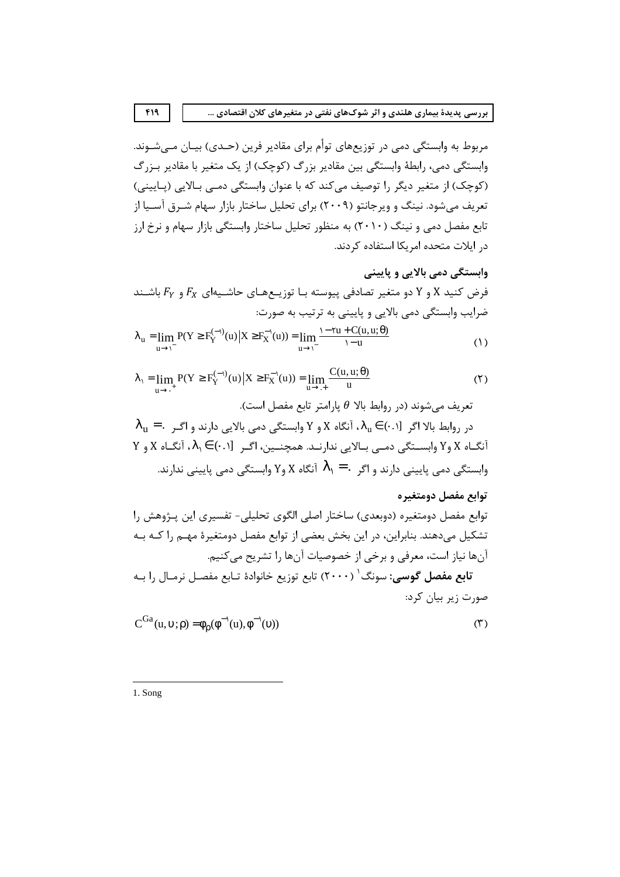مربوط به وابستگی دمی در توزیع‌های توأم برای مقادیر فرین (حـدی) بیـان مـی‌شـوند. وابستگی دمی، رابطهٔ وابستگی بین مقادیر بزرگ (کوچک) از یک متغیر با مقادیر بـزرگ (کوچک) از متغیر دیگر را توصیف می‌کند که با عنوان وابستگی دمـی بـالایی (پـایینی) تعریف می‌شود. نینگ و ویرجانتو (۲۰۰۹) برای تحلیل ساختار بازار سهام شـرق آسـیا از تابع مفصل دمی و نینگ (۲۰۱۰) به منظور تحلیل ساختار وابستگی بازار سهام و نرخ ارز در ایالات متحده امریکا استفاده کردند.

### وابستگی دمی بالایی و پایینی

فرض کنید X و Y دو متغیر تصادفی پیوسته بـا توزیـع‌هـای حاشـیه‌ای $F_X$ و $F_Y$ باشـند ضرایب وابستگی دمی بالایی و پایینی به ترتیب به صورت:

$$\lambda_u = \lim_{u \to 1^-} P(Y \geq F_Y^{(-1)}(u) \mid X \geq F_X^{-1}(u)) = \lim_{u \to 1^-} \frac{1 - 2u + C(u, u; \theta)}{1 - u} \qquad (1)$$

$$\lambda_l = \lim_{u \to 0^+} P(Y \geq F_Y^{(-1)}(u) \mid X \geq F_X^{-1}(u)) = \lim_{u \to 0^+} \frac{C(u, u; \theta)}{u} \qquad (2)$$

تعریف می‌شوند (در روابط بالا $\theta$ پارامتر تابع مفصل است).

در روابط بالا اگر $\lambda_u \in (0,1]$، آنگاه X و Y وابستگی دمی بالایی دارند و اگـر $\lambda_u = 0$ آنگـاه X و Y وابسـتگی دمـی بـالایی ندارنـد. همچنـین، اگـر $\lambda_l \in (0,1]$، آنگـاه X و Y وابستگی دمی پایینی دارند و اگر $\lambda_l = 0$ آنگاه X و Y وابستگی دمی پایینی ندارند.

### توابع مفصل دومتغیره

توابع مفصل دومتغیره (دوبعدی) ساختار اصلی الگوی تحلیلی- تفسیری این پـژوهش را تشکیل می‌دهند. بنابراین، در این بخش بعضی از توابع مفصل دومتغیرهٔ مهـم را کـه بـه آن‌ها نیاز است، معرفی و برخی از خصوصیات آن‌ها را تشریح می‌کنیم.

**تابع مفصل گوسی:** سونگ[1] (۲۰۰۰) تابع توزیع خانوادهٔ تـابع مفصـل نرمـال را بـه صورت زیر بیان کرد:

$$C^{Ga}(u, \upsilon; \rho) = \phi_\rho(\phi^{-1}(u), \phi^{-1}(\upsilon)) \qquad (3)$$

---

1. Song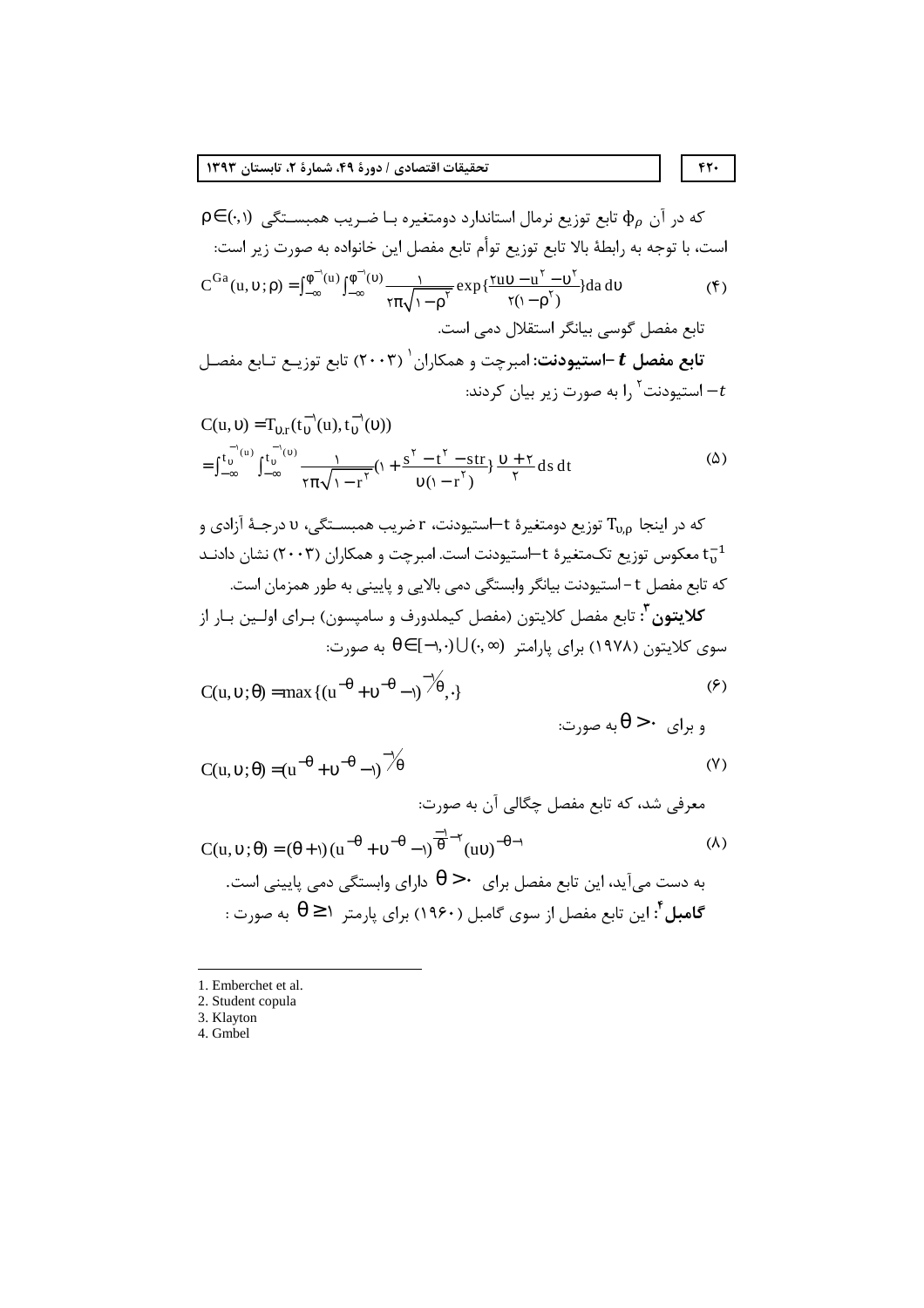که در آن $\phi_\rho$ تابع توزیع نرمال استاندارد دومتغیره با ضریب همبستگی $\rho \in (0,1)$ است، با توجه به رابطهٔ بالا تابع توزیع توأم تابع مفصل این خانواده به صورت زیر است:

$$C^{Ga}(u,\upsilon;\rho) = \int_{-\infty}^{\varphi^{-1}(u)} \int_{-\infty}^{\varphi^{-1}(\upsilon)} \frac{1}{2\pi\sqrt{1-\rho^2}} \exp\{\frac{2u\upsilon - u^2 - \upsilon^2}{2(1-\rho^2)}\} da\, d\upsilon \qquad (4)$$

تابع مفصل گوسی بیانگر استقلال دمی است.

**تابع مفصل $t$ –استیودنت:** امبرچت و همکاران[1] (۲۰۰۳) تابع توزیع تابع مفصل $t$– استیودنت[2] را به صورت زیر بیان کردند:

$$\begin{aligned} C(u,\upsilon) &= T_{\upsilon,r}(t_\upsilon^{-1}(u), t_\upsilon^{-1}(\upsilon)) \\ &= \int_{-\infty}^{t_\upsilon^{-1}(u)} \int_{-\infty}^{t_\upsilon^{-1}(\upsilon)} \frac{1}{2\pi\sqrt{1-r^2}} (1 + \frac{s^2 - t^2 - str}{\upsilon(1-r^2)}\} \frac{\upsilon+2}{2} ds\, dt \end{aligned} \qquad (5)$$

که در اینجا $T_{\upsilon,\rho}$ توزیع دومتغیرهٔ t–استیودنت، r ضریب همبستگی، $\upsilon$ درجهٔ آزادی و $t_\upsilon^{-1}$ معکوس توزیع تک‌متغیرهٔ t–استیودنت است. امبرچت و همکاران (۲۰۰۳) نشان دادند که تابع مفصل t- استیودنت بیانگر وابستگی دمی بالایی و پایینی به طور همزمان است.

**کلایتون[3]:** تابع مفصل کلایتون (مفصل کیملدورف و سامپسون) برای اولین بار از سوی کلایتون (۱۹۷۸) برای پارامتر $\theta \in [-1,0) \cup (0,\infty)$ به صورت:

$$C(u,\upsilon;\theta) = \max\{(u^{-\theta} + \upsilon^{-\theta} - 1)^{-1/\theta}, 0\} \qquad (6)$$

و برای $\theta > 0$ به صورت:

$$C(u,\upsilon;\theta) = (u^{-\theta} + \upsilon^{-\theta} - 1)^{-1/\theta} \qquad (7)$$

معرفی شد، که تابع مفصل چگالی آن به صورت:

$$C(u,\upsilon;\theta) = (\theta+1)(u^{-\theta} + \upsilon^{-\theta} - 1)^{\frac{-1}{\theta}-2} (u\upsilon)^{-\theta-1} \qquad (8)$$

به دست می‌آید، این تابع مفصل برای $\theta > 0$ دارای وابستگی دمی پایینی است.

**گامبل[4]:** این تابع مفصل از سوی گامبل (۱۹۶۰) برای پارمتر $\theta \geq 1$ به صورت :

---

1. Emberchet et al.
2. Student copula
3. Klayton
4. Gmbel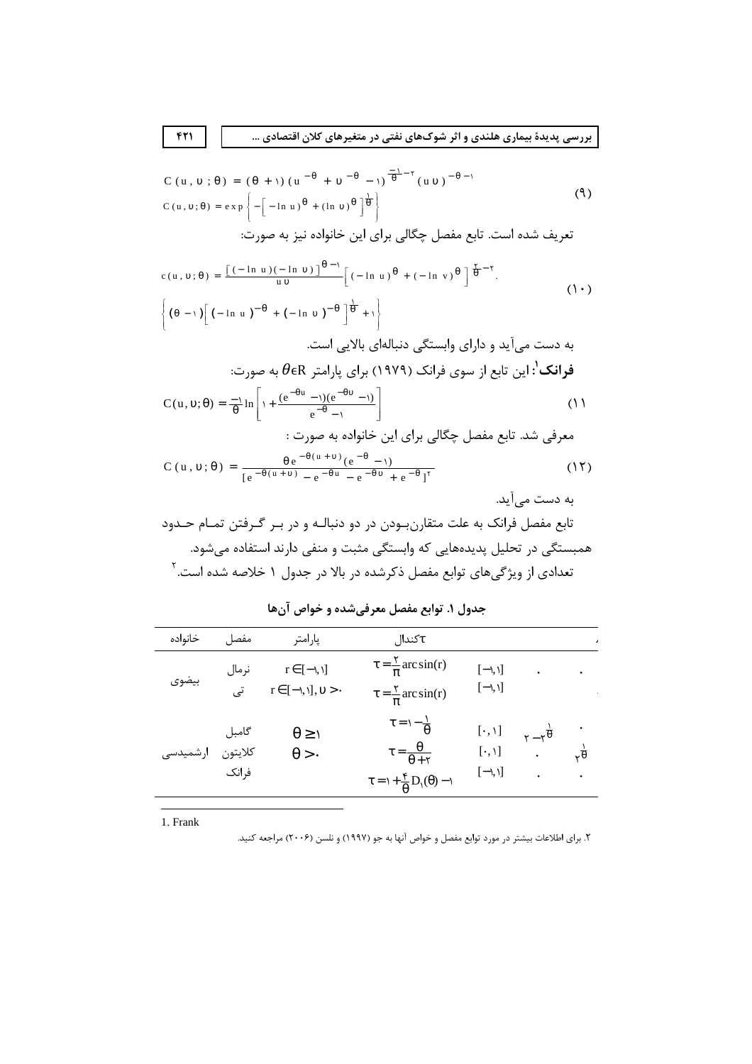$$C(u,\upsilon;\theta) = (\theta+1)(u^{-\theta}+\upsilon^{-\theta}-1)^{\frac{-1}{\theta}-2}(u\upsilon)^{-\theta-1}$$

$$C(u,\upsilon;\theta) = \exp\left\{-\left[-\ln u)^{\theta}+(\ln \upsilon)^{\theta}\right]^{\frac{1}{\theta}}\right\} \tag{9}$$

تعریف شده است. تابع مفصل چگالی برای این خانواده نیز به صورت:

$$c(u,\upsilon;\theta) = \frac{\left[(-\ln u)(-\ln \upsilon)\right]^{\theta-1}}{u\upsilon}\left[(-\ln u)^{\theta}+(-\ln v)^{\theta}\right]^{\frac{2}{\theta}-2}. \left\{(\theta-1)\left[(-\ln u)^{-\theta}+(-\ln \upsilon)^{-\theta}\right]^{\frac{1}{\theta}}+1\right\} \tag{10}$$

به دست می‌آید و دارای وابستگی دنباله‌ای بالایی است.

**فرانک**[1]: این تابع از سوی فرانک (۱۹۷۹) برای پارامتر $\theta \epsilon R$ به صورت:

$$C(u,\upsilon;\theta) = \frac{-1}{\theta}\ln\left[1+\frac{(e^{-\theta u}-1)(e^{-\theta\upsilon}-1)}{e^{-\theta}-1}\right] \tag{11}$$

معرفی شد. تابع مفصل چگالی برای این خانواده به صورت :

$$C(u,\upsilon;\theta) = \frac{\theta e^{-\theta(u+\upsilon)}(e^{-\theta}-1)}{[e^{-\theta(u+\upsilon)}-e^{-\theta u}-e^{-\theta\upsilon}+e^{-\theta}]^{2}} \tag{12}$$

به دست می‌آید.

تابع مفصل فرانک به علت متقارن‌بودن در دو دنباله و در بر گرفتن تمام حدود همبستگی در تحلیل پدیده‌هایی که وابستگی مثبت و منفی دارند استفاده می‌شود.

تعدادی از ویژگی‌های توابع مفصل ذکرشده در بالا در جدول ۱ خلاصه شده است.[2]

**جدول ۱. توابع مفصل معرفی‌شده و خواص آن‌ها**

| خانواده | مفصل | پارامتر | $\tau$کندال | | | |
|---|---|---|---|---|---|---|
| بیضوی | نرمال | $r \in [-1,1]$ | $\tau = \frac{2}{\pi}\arcsin(r)$ | $[-1,1]$ | . | . |
| | تی | $r \in [-1,1], \upsilon > 0$ | $\tau = \frac{2}{\pi}\arcsin(r)$ | $[-1,1]$ | | |
| ارشمیدسی | گامبل | $\theta \geq 1$ | $\tau = 1-\frac{1}{\theta}$ | $[0,1]$ | $2-2^{\frac{1}{\theta}}$ | . |
| | کلایتون | $\theta > 0$ | $\tau = \frac{\theta}{\theta+2}$ | $[0,1]$ | . | $2^{\frac{1}{\theta}}$ |
| | فرانک | | $\tau = 1+\frac{4}{\theta}D_1(\theta)-1$ | $[-1,1]$ | . | . |

---

1. Frank

۲. برای اطلاعات بیشتر در مورد توابع مفصل و خواص آنها به جو (۱۹۹۷) و نلسن (۲۰۰۶) مراجعه کنید.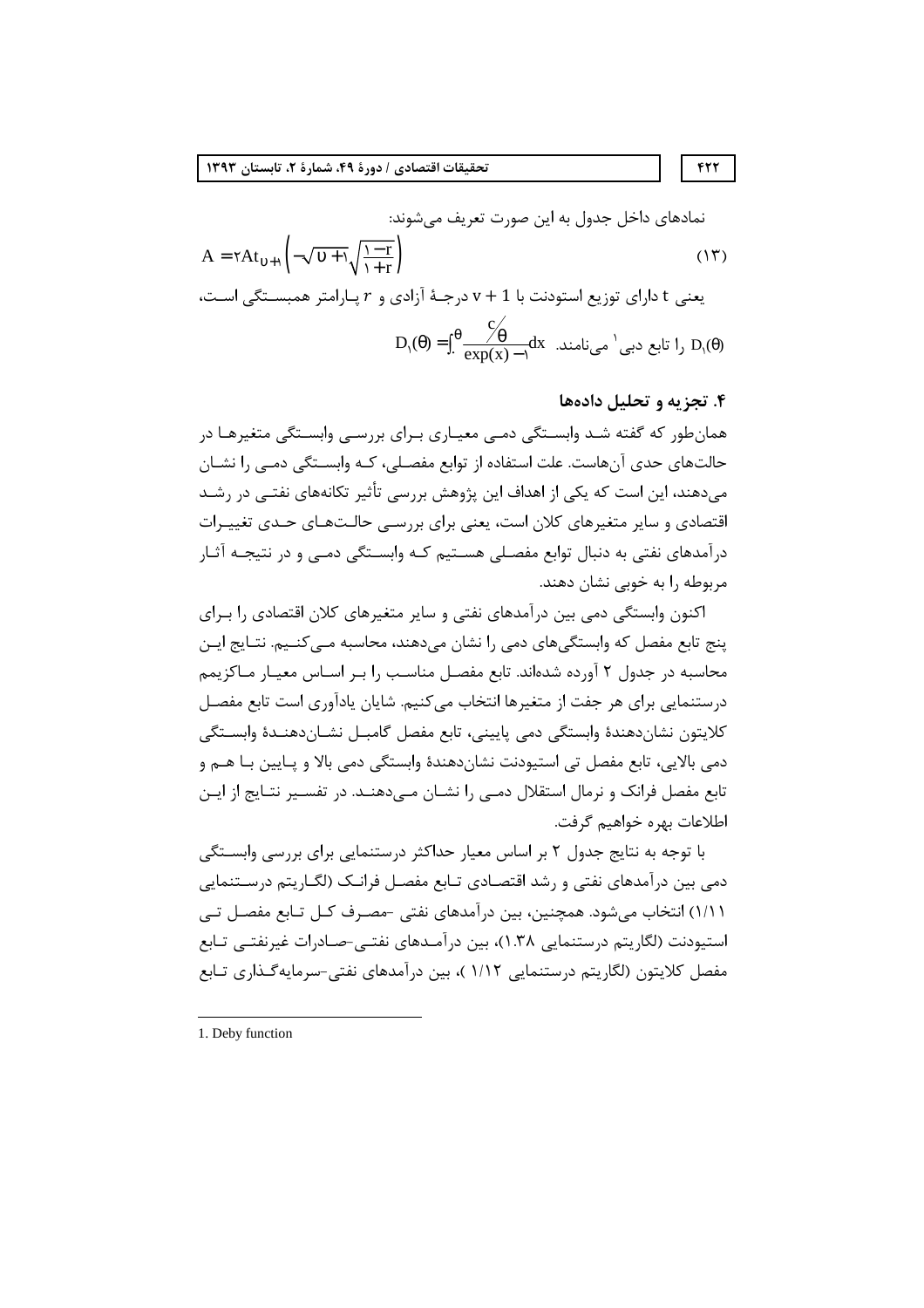نمادهای داخل جدول به این صورت تعریف می‌شوند:

$$A = 2At_{\upsilon+1}\left(-\sqrt{\upsilon+1}\sqrt{\frac{1-r}{1+r}}\right) \tag{13}$$

یعنی t دارای توزیع استودنت با $v+1$ درجهٔ آزادی و $r$ پارامتر همبستگی است، $D_1(\theta)$ را تابع دبی[1] می‌نامند. $D_1(\theta) = \int_0^{\theta} \frac{c/\theta}{\exp(x)-1}dx$

### ۴. تجزیه و تحلیل داده‌ها

همان‌طور که گفته شد وابستگی دمی معیاری برای بررسی وابستگی متغیرها در حالت‌های حدی آن‌هاست. علت استفاده از توابع مفصلی، که وابستگی دمی را نشان می‌دهند، این است که یکی از اهداف این پژوهش بررسی تأثیر تکانه‌های نفتی در رشد اقتصادی و سایر متغیرهای کلان است، یعنی برای بررسی حالت‌های حدی تغییرات درآمدهای نفتی به دنبال توابع مفصلی هستیم که وابستگی دمی و در نتیجه آثار مربوطه را به خوبی نشان دهند.

اکنون وابستگی دمی بین درآمدهای نفتی و سایر متغیرهای کلان اقتصادی را برای پنج تابع مفصل که وابستگی‌های دمی را نشان می‌دهند، محاسبه می‌کنیم. نتایج این محاسبه در جدول ۲ آورده شده‌اند. تابع مفصل مناسب را بر اساس معیار ماکزیمم درستنمایی برای هر جفت از متغیرها انتخاب می‌کنیم. شایان یادآوری است تابع مفصل کلایتون نشان‌دهندهٔ وابستگی دمی پایینی، تابع مفصل گامبل نشان‌دهندهٔ وابستگی دمی بالایی، تابع مفصل تی استیودنت نشان‌دهندهٔ وابستگی دمی بالا و پایین با هم و تابع مفصل فرانک و نرمال استقلال دمی را نشان می‌دهند. در تفسیر نتایج از این اطلاعات بهره خواهیم گرفت.

با توجه به نتایج جدول ۲ بر اساس معیار حداکثر درستنمایی برای بررسی وابستگی دمی بین درآمدهای نفتی و رشد اقتصادی تابع مفصل فرانک (لگاریتم درستنمایی ۱/۱۱) انتخاب می‌شود. همچنین، بین درآمدهای نفتی -مصرف کل تابع مفصل تی استیودنت (لگاریتم درستنمایی 1.38)، بین درآمدهای نفتی-صادرات غیرنفتی تابع مفصل کلایتون (لگاریتم درستنمایی ۱/۱۲ )، بین درآمدهای نفتی-سرمایه‌گذاری تابع

---

1. Deby function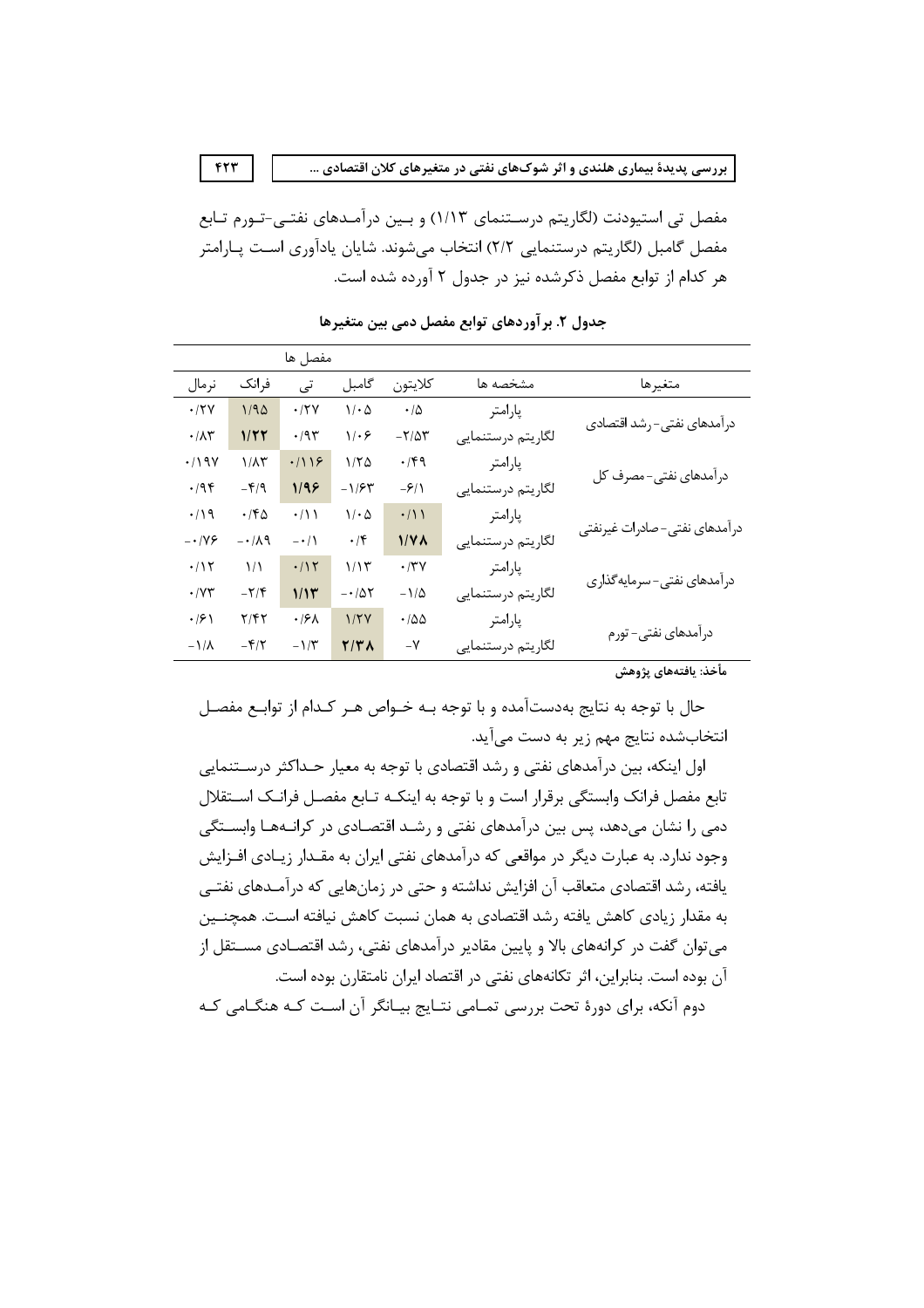مفصل تی استیودنت (لگاریتم درستنمای ۱/۱۳) و بین درآمدهای نفتی-تورم تابع مفصل گامبل (لگاریتم درستنمایی ۲/۲) انتخاب می‌شوند. شایان یادآوری است پارامتر هر کدام از توابع مفصل ذکرشده نیز در جدول ۲ آورده شده است.

**جدول ۲. برآوردهای توابع مفصل دمی بین متغیرها**

| متغیرها | مشخصه ها | مفصل ها: کلایتون | گامبل | تی | فرانک | نرمال |
|---|---|---|---|---|---|---|
| درآمدهای نفتی- رشد اقتصادی | پارامتر | ۰/۵ | ۱/۰۵ | ۰/۲۷ | ۱/۹۵ | ۰/۲۷ |
| | لگاریتم درستنمایی | -۲/۵۳ | ۱/۰۶ | ۰/۹۳ | **۱/۲۲** | ۰/۸۳ |
| درآمدهای نفتی- مصرف کل | پارامتر | ۰/۴۹ | ۱/۲۵ | ۰/۱۱۶ | ۱/۸۳ | ۰/۱۹۷ |
| | لگاریتم درستنمایی | -۶/۱ | -۱/۶۳ | **۱/۹۶** | -۴/۹ | ۰/۹۴ |
| درآمدهای نفتی- صادرات غیرنفتی | پارامتر | ۰/۱۱ | ۱/۰۵ | ۰/۱۱ | ۰/۴۵ | ۰/۱۹ |
| | لگاریتم درستنمایی | **۱/۷۸** | ۰/۴ | -۰/۱ | -۰/۸۹ | -۰/۷۶ |
| درآمدهای نفتی- سرمایه‌گذاری | پارامتر | ۰/۳۷ | ۱/۱۳ | ۰/۱۲ | ۱/۱ | ۰/۱۲ |
| | لگاریتم درستنمایی | -۱/۵ | -۰/۵۲ | **۱/۱۳** | -۲/۴ | ۰/۷۳ |
| درآمدهای نفتی- تورم | پارامتر | ۰/۵۵ | ۱/۲۷ | ۰/۶۸ | ۲/۴۲ | ۰/۶۱ |
| | لگاریتم درستنمایی | -۷ | **۲/۳۸** | -۱/۳ | -۴/۲ | -۱/۸ |

**مأخذ: یافته‌های پژوهش**

حال با توجه به نتایج به‌دست‌آمده و با توجه به خواص هر کدام از توابع مفصل انتخاب‌شده نتایج مهم زیر به دست می‌آید.

اول اینکه، بین درآمدهای نفتی و رشد اقتصادی با توجه به معیار حداکثر درستنمایی تابع مفصل فرانک وابستگی برقرار است و با توجه به اینکه تابع مفصل فرانک استقلال دمی را نشان می‌دهد، پس بین درآمدهای نفتی و رشد اقتصادی در کرانه‌ها وابستگی وجود ندارد. به عبارت دیگر در مواقعی که درآمدهای نفتی ایران به مقدار زیادی افزایش یافته، رشد اقتصادی متعاقب آن افزایش نداشته و حتی در زمان‌هایی که درآمدهای نفتی به مقدار زیادی کاهش یافته رشد اقتصادی به همان نسبت کاهش نیافته است. همچنین می‌توان گفت در کرانه‌های بالا و پایین مقادیر درآمدهای نفتی، رشد اقتصادی مستقل از آن بوده است. بنابراین، اثر تکانه‌های نفتی در اقتصاد ایران نامتقارن بوده است.

دوم آنکه، برای دورهٔ تحت بررسی تمامی نتایج بیانگر آن است که هنگامی که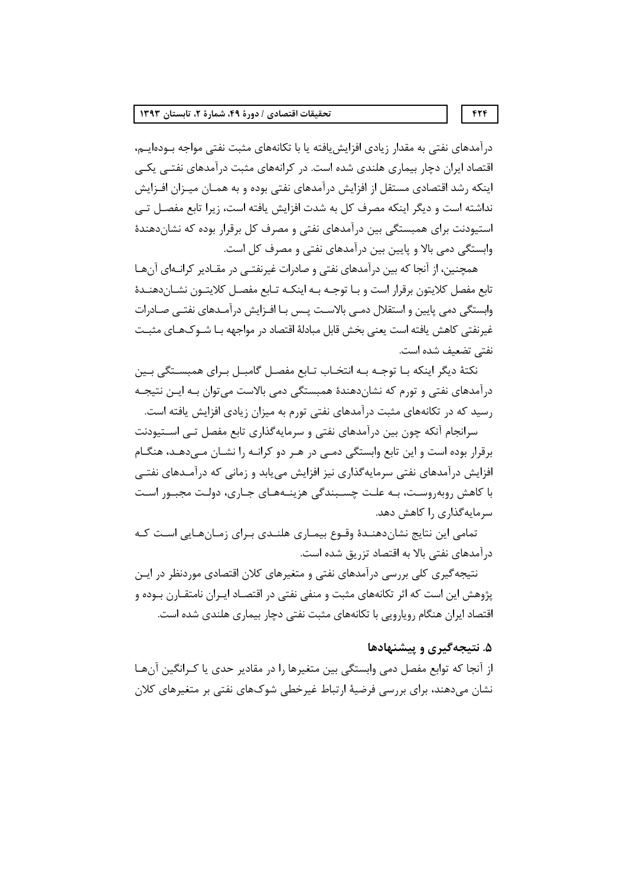درآمدهای نفتی به مقدار زیادی افزایش‌یافته یا با تکانه‌های مثبت نفتی مواجه بوده‌ایم، اقتصاد ایران دچار بیماری هلندی شده است. در کرانه‌های مثبت درآمدهای نفتی یکی اینکه رشد اقتصادی مستقل از افزایش درآمدهای نفتی بوده و به همان میزان افزایش نداشته است و دیگر اینکه مصرف کل به شدت افزایش یافته است، زیرا تابع مفصل تی استیودنت برای همبستگی بین درآمدهای نفتی و مصرف کل برقرار بوده که نشان‌دهندهٔ وابستگی دمی بالا و پایین بین درآمدهای نفتی و مصرف کل است.

همچنین، از آنجا که بین درآمدهای نفتی و صادرات غیرنفتی در مقادیر کرانه‌ای آن‌ها تابع مفصل کلایتون برقرار است و با توجه به اینکه تابع مفصل کلایتون نشان‌دهندهٔ وابستگی دمی پایین و استقلال دمی بالاست پس با افزایش درآمدهای نفتی صادرات غیرنفتی کاهش یافته است یعنی بخش قابل مبادلهٔ اقتصاد در مواجهه با شوک‌های مثبت نفتی تضعیف شده است.

نکتهٔ دیگر اینکه با توجه به انتخاب تابع مفصل گامبل برای همبستگی بین درآمدهای نفتی و تورم که نشان‌دهندهٔ همبستگی دمی بالاست می‌توان به این نتیجه رسید که در تکانه‌های مثبت درآمدهای نفتی تورم به میزان زیادی افزایش یافته است.

سرانجام آنکه چون بین درآمدهای نفتی و سرمایه‌گذاری تابع مفصل تی استیودنت برقرار بوده است و این تابع وابستگی دمی در هر دو کرانه را نشان می‌دهد، هنگام افزایش درآمدهای نفتی سرمایه‌گذاری نیز افزایش می‌یابد و زمانی که درآمدهای نفتی با کاهش روبه‌روست، به علت چسبندگی هزینه‌های جاری، دولت مجبور است سرمایه‌گذاری را کاهش دهد.

تمامی این نتایج نشان‌دهندهٔ وقوع بیماری هلندی برای زمان‌هایی است که درآمدهای نفتی بالا به اقتصاد تزریق شده است.

نتیجه‌گیری کلی بررسی درآمدهای نفتی و متغیرهای کلان اقتصادی موردنظر در این پژوهش این است که اثر تکانه‌های مثبت و منفی نفتی در اقتصاد ایران نامتقارن بوده و اقتصاد ایران هنگام رویارویی با تکانه‌های مثبت نفتی دچار بیماری هلندی شده است.

## ۵. نتیجه‌گیری و پیشنهادها

از آنجا که توابع مفصل دمی وابستگی بین متغیرها را در مقادیر حدی یا کرانگین آن‌ها نشان می‌دهند، برای بررسی فرضیهٔ ارتباط غیرخطی شوک‌های نفتی بر متغیرهای کلان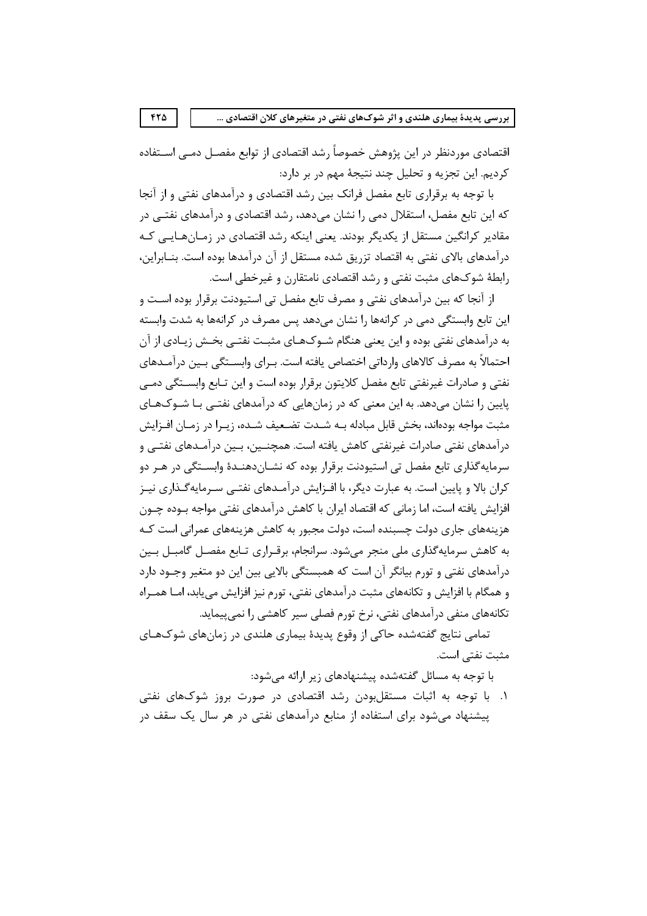اقتصادی موردنظر در این پژوهش خصوصاً رشد اقتصادی از توابع مفصل دمی استفاده کردیم. این تجزیه و تحلیل چند نتیجهٔ مهم در بر دارد:

با توجه به برقراری تابع مفصل فرانک بین رشد اقتصادی و درآمدهای نفتی و از آنجا که این تابع مفصل، استقلال دمی را نشان می‌دهد، رشد اقتصادی و درآمدهای نفتی در مقادیر کرانگین مستقل از یکدیگر بودند. یعنی اینکه رشد اقتصادی در زمان‌هایی که درآمدهای بالای نفتی به اقتصاد تزریق شده مستقل از آن درآمدها بوده است. بنابراین، رابطهٔ شوک‌های مثبت نفتی و رشد اقتصادی نامتقارن و غیرخطی است.

از آنجا که بین درآمدهای نفتی و مصرف تابع مفصل تی استیودنت برقرار بوده است و این تابع وابستگی دمی در کرانه‌ها را نشان می‌دهد پس مصرف در کرانه‌ها به شدت وابسته به درآمدهای نفتی بوده و این یعنی هنگام شوک‌های مثبت نفتی بخش زیادی از آن احتمالاً به مصرف کالاهای وارداتی اختصاص یافته است. برای وابستگی بین درآمدهای نفتی و صادرات غیرنفتی تابع مفصل کلایتون برقرار بوده است و این تابع وابستگی دمی پایین را نشان می‌دهد. به این معنی که در زمان‌هایی که درآمدهای نفتی با شوک‌های مثبت مواجه بوده‌اند، بخش قابل مبادله به شدت تضعیف شده، زیرا در زمان افزایش درآمدهای نفتی صادرات غیرنفتی کاهش یافته است. همچنین، بین درآمدهای نفتی و سرمایه‌گذاری تابع مفصل تی استیودنت برقرار بوده که نشان‌دهندهٔ وابستگی در هر دو کران بالا و پایین است. به عبارت دیگر، با افزایش درآمدهای نفتی سرمایه‌گذاری نیز افزایش یافته است، اما زمانی که اقتصاد ایران با کاهش درآمدهای نفتی مواجه بوده چون هزینه‌های جاری دولت چسبنده است، دولت مجبور به کاهش هزینه‌های عمرانی است که به کاهش سرمایه‌گذاری ملی منجر می‌شود. سرانجام، برقراری تابع مفصل گامبل بین درآمدهای نفتی و تورم بیانگر آن است که همبستگی بالایی بین این دو متغیر وجود دارد و همگام با افزایش و تکانه‌های مثبت درآمدهای نفتی، تورم نیز افزایش می‌یابد، اما همراه تکانه‌های منفی درآمدهای نفتی، نرخ تورم فصلی سیر کاهشی را نمی‌پیماید.

تمامی نتایج گفته‌شده حاکی از وقوع پدیدهٔ بیماری هلندی در زمان‌های شوک‌های مثبت نفتی است.

با توجه به مسائل گفته‌شده پیشنهادهای زیر ارائه می‌شود:

۱. با توجه به اثبات مستقل‌بودن رشد اقتصادی در صورت بروز شوک‌های نفتی پیشنهاد می‌شود برای استفاده از منابع درآمدهای نفتی در هر سال یک سقف در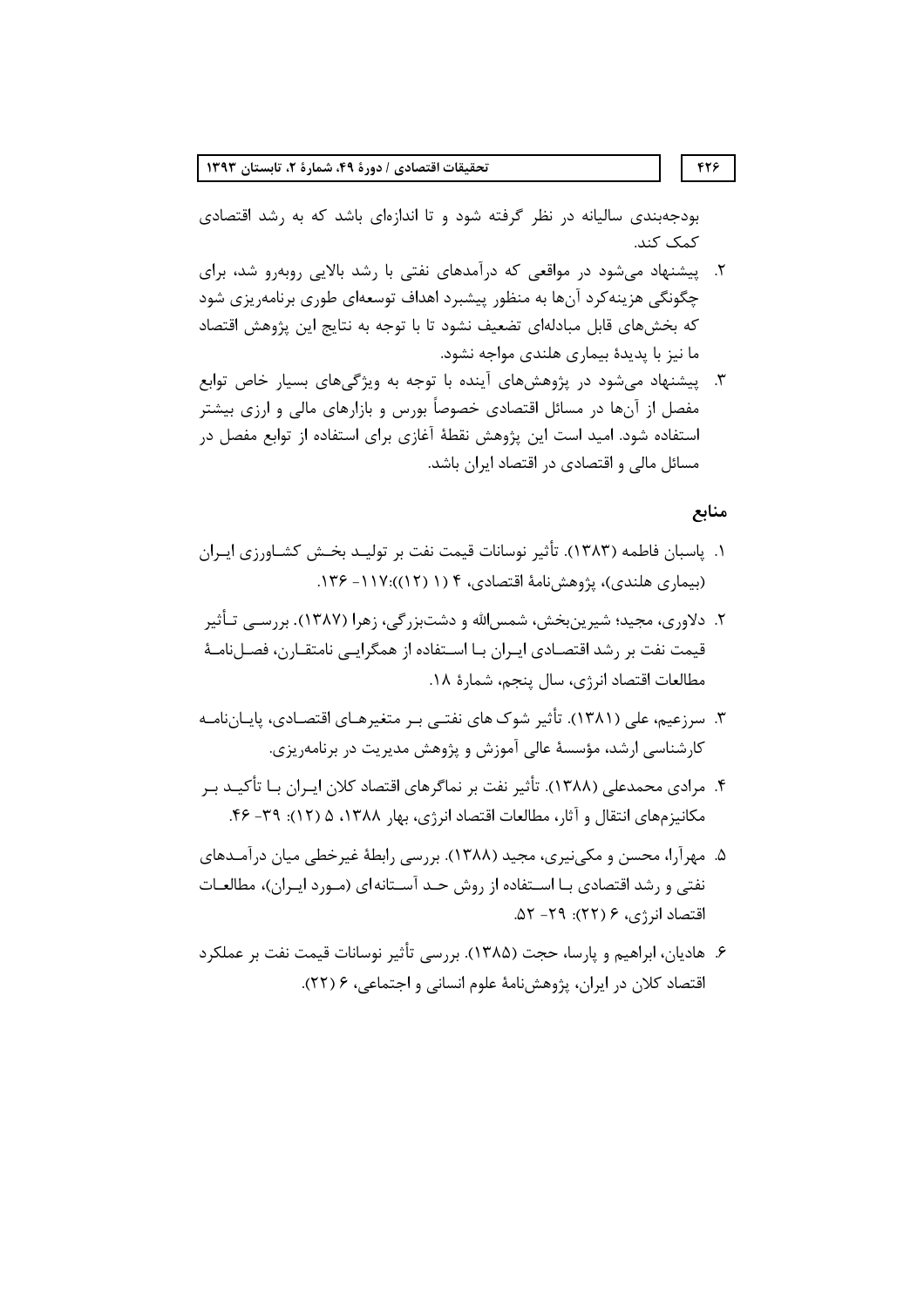بودجه‌بندی سالیانه در نظر گرفته شود و تا اندازه‌ای باشد که به رشد اقتصادی کمک کند.

۲. پیشنهاد می‌شود در مواقعی که درآمدهای نفتی با رشد بالایی روبه‌رو شد، برای چگونگی هزینه‌کرد آن‌ها به منظور پیشبرد اهداف توسعه‌ای طوری برنامه‌ریزی شود که بخش‌های قابل مبادله‌ای تضعیف نشود تا با توجه به نتایج این پژوهش اقتصاد ما نیز با پدیدهٔ بیماری هلندی مواجه نشود.

۳. پیشنهاد می‌شود در پژوهش‌های آینده با توجه به ویژگی‌های بسیار خاص توابع مفصل از آن‌ها در مسائل اقتصادی خصوصاً بورس و بازارهای مالی و ارزی بیشتر استفاده شود. امید است این پژوهش نقطهٔ آغازی برای استفاده از توابع مفصل در مسائل مالی و اقتصادی در اقتصاد ایران باشد.

## منابع

۱. پاسبان فاطمه (۱۳۸۳). تأثیر نوسانات قیمت نفت بر تولیـد بخـش کشـاورزی ایـران (بیماری هلندی)، پژوهش‌نامهٔ اقتصادی، ۴ (۱ (۱۲)):۱۱۷- ۱۳۶.

۲. دلاوری، مجید؛ شیرین‌بخش، شمس‌الله و دشت‌بزرگی، زهرا (۱۳۸۷). بررسـی تـأثیر قیمت نفت بر رشد اقتصـادی ایـران بـا اسـتفاده از همگرایـی نامتقـارن، فصـل‌نامـهٔ مطالعات اقتصاد انرژی، سال پنجم، شمارهٔ ۱۸.

۳. سرزعیم، علی (۱۳۸۱). تأثیر شوک های نفتـی بـر متغیرهـای اقتصـادی، پایـان‌نامـه کارشناسی ارشد، مؤسسهٔ عالی آموزش و پژوهش مدیریت در برنامه‌ریزی.

۴. مرادی محمدعلی (۱۳۸۸). تأثیر نفت بر نماگرهای اقتصاد کلان ایـران بـا تأکیـد بـر مکانیزم‌های انتقال و آثار، مطالعات اقتصاد انرژی، بهار ۱۳۸۸، ۵ (۱۲): ۳۹- ۴۶.

۵. مهرآرا، محسن و مکی‌نیری، مجید (۱۳۸۸). بررسی رابطهٔ غیرخطی میان درآمـدهای نفتی و رشد اقتصادی بـا اسـتفاده از روش حـد آسـتانه‌ای (مـورد ایـران)، مطالعـات اقتصاد انرژی، ۶ (۲۲): ۲۹- ۵۲.

۶. هادیان، ابراهیم و پارسا، حجت (۱۳۸۵). بررسی تأثیر نوسانات قیمت نفت بر عملکرد اقتصاد کلان در ایران، پژوهش‌نامهٔ علوم انسانی و اجتماعی، ۶ (۲۲).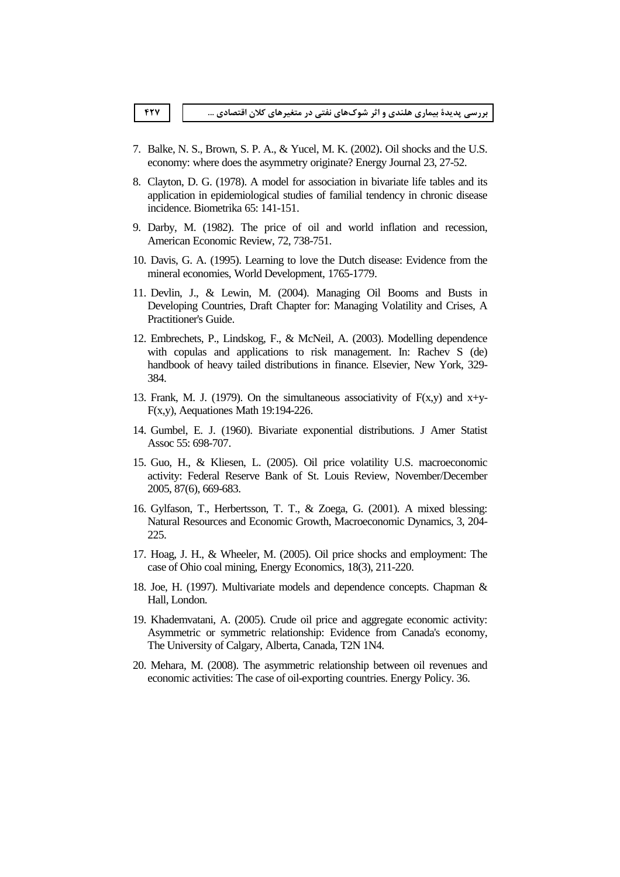7. Balke, N. S., Brown, S. P. A., & Yucel, M. K. (2002). Oil shocks and the U.S. economy: where does the asymmetry originate? Energy Journal 23, 27-52.

8. Clayton, D. G. (1978). A model for association in bivariate life tables and its application in epidemiological studies of familial tendency in chronic disease incidence. Biometrika 65: 141-151.

9. Darby, M. (1982). The price of oil and world inflation and recession, American Economic Review, 72, 738-751.

10. Davis, G. A. (1995). Learning to love the Dutch disease: Evidence from the mineral economies, World Development, 1765-1779.

11. Devlin, J., & Lewin, M. (2004). Managing Oil Booms and Busts in Developing Countries, Draft Chapter for: Managing Volatility and Crises, A Practitioner's Guide.

12. Embrechets, P., Lindskog, F., & McNeil, A. (2003). Modelling dependence with copulas and applications to risk management. In: Rachev S (de) handbook of heavy tailed distributions in finance. Elsevier, New York, 329-384.

13. Frank, M. J. (1979). On the simultaneous associativity of F(x,y) and x+y-F(x,y), Aequationes Math 19:194-226.

14. Gumbel, E. J. (1960). Bivariate exponential distributions. J Amer Statist Assoc 55: 698-707.

15. Guo, H., & Kliesen, L. (2005). Oil price volatility U.S. macroeconomic activity: Federal Reserve Bank of St. Louis Review, November/December 2005, 87(6), 669-683.

16. Gylfason, T., Herbertsson, T. T., & Zoega, G. (2001). A mixed blessing: Natural Resources and Economic Growth, Macroeconomic Dynamics, 3, 204-225.

17. Hoag, J. H., & Wheeler, M. (2005). Oil price shocks and employment: The case of Ohio coal mining, Energy Economics, 18(3), 211-220.

18. Joe, H. (1997). Multivariate models and dependence concepts. Chapman & Hall, London.

19. Khademvatani, A. (2005). Crude oil price and aggregate economic activity: Asymmetric or symmetric relationship: Evidence from Canada's economy, The University of Calgary, Alberta, Canada, T2N 1N4.

20. Mehara, M. (2008). The asymmetric relationship between oil revenues and economic activities: The case of oil-exporting countries. Energy Policy. 36.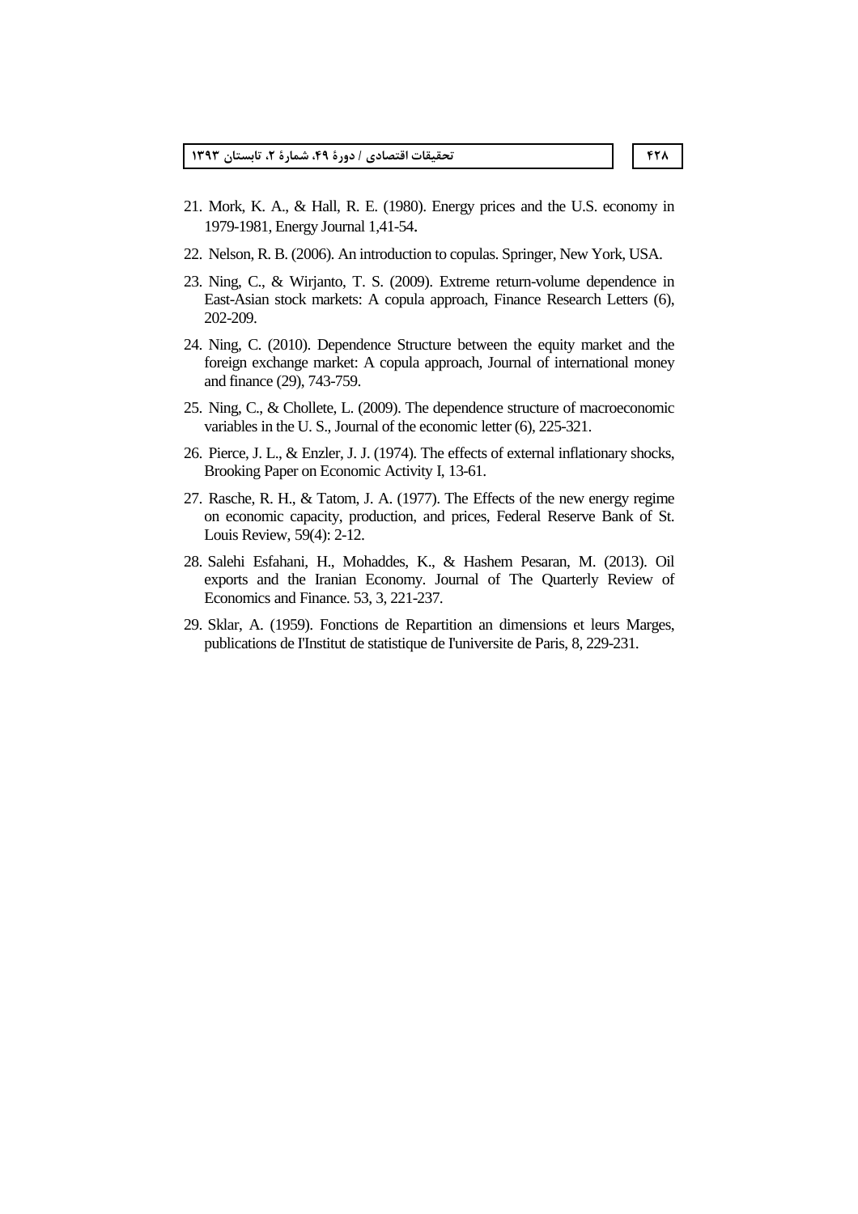21. Mork, K. A., & Hall, R. E. (1980). Energy prices and the U.S. economy in 1979-1981, Energy Journal 1,41-54.

22. Nelson, R. B. (2006). An introduction to copulas. Springer, New York, USA.

23. Ning, C., & Wirjanto, T. S. (2009). Extreme return-volume dependence in East-Asian stock markets: A copula approach, Finance Research Letters (6), 202-209.

24. Ning, C. (2010). Dependence Structure between the equity market and the foreign exchange market: A copula approach, Journal of international money and finance (29), 743-759.

25. Ning, C., & Chollete, L. (2009). The dependence structure of macroeconomic variables in the U. S., Journal of the economic letter (6), 225-321.

26. Pierce, J. L., & Enzler, J. J. (1974). The effects of external inflationary shocks, Brooking Paper on Economic Activity I, 13-61.

27. Rasche, R. H., & Tatom, J. A. (1977). The Effects of the new energy regime on economic capacity, production, and prices, Federal Reserve Bank of St. Louis Review, 59(4): 2-12.

28. Salehi Esfahani, H., Mohaddes, K., & Hashem Pesaran, M. (2013). Oil exports and the Iranian Economy. Journal of The Quarterly Review of Economics and Finance. 53, 3, 221-237.

29. Sklar, A. (1959). Fonctions de Repartition an dimensions et leurs Marges, publications de I'Institut de statistique de I'universite de Paris, 8, 229-231.